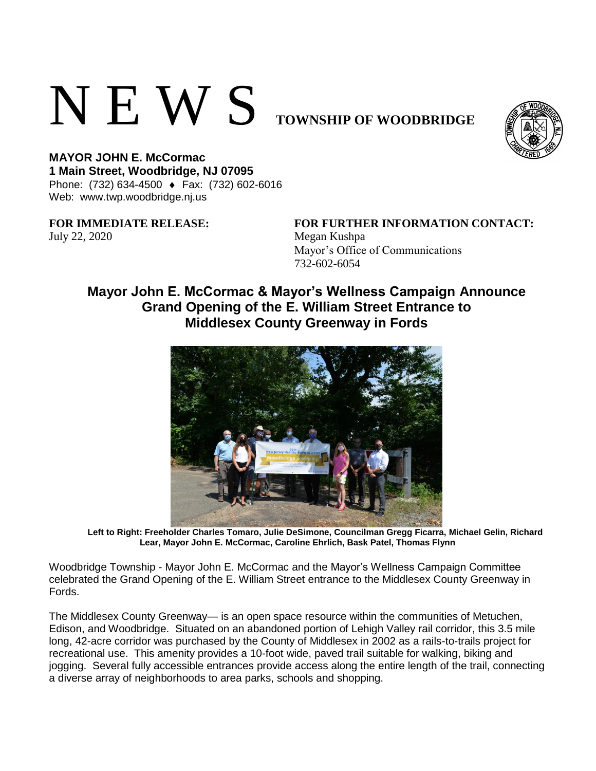# N E W S TOWNSHIP OF WOODBRIDGE

**MAYOR JOHN E. McCormac**
**1 Main Street, Woodbridge, NJ 07095**
Phone: (732) 634-4500 ♦ Fax: (732) 602-6016
Web: www.twp.woodbridge.nj.us

**FOR IMMEDIATE RELEASE:**
July 22, 2020

**FOR FURTHER INFORMATION CONTACT:**
Megan Kushpa
Mayor's Office of Communications
732-602-6054

## Mayor John E. McCormac & Mayor's Wellness Campaign Announce Grand Opening of the E. William Street Entrance to Middlesex County Greenway in Fords

**Left to Right: Freeholder Charles Tomaro, Julie DeSimone, Councilman Gregg Ficarra, Michael Gelin, Richard Lear, Mayor John E. McCormac, Caroline Ehrlich, Bask Patel, Thomas Flynn**

Woodbridge Township - Mayor John E. McCormac and the Mayor's Wellness Campaign Committee celebrated the Grand Opening of the E. William Street entrance to the Middlesex County Greenway in Fords.

The Middlesex County Greenway— is an open space resource within the communities of Metuchen, Edison, and Woodbridge. Situated on an abandoned portion of Lehigh Valley rail corridor, this 3.5 mile long, 42-acre corridor was purchased by the County of Middlesex in 2002 as a rails-to-trails project for recreational use. This amenity provides a 10-foot wide, paved trail suitable for walking, biking and jogging. Several fully accessible entrances provide access along the entire length of the trail, connecting a diverse array of neighborhoods to area parks, schools and shopping.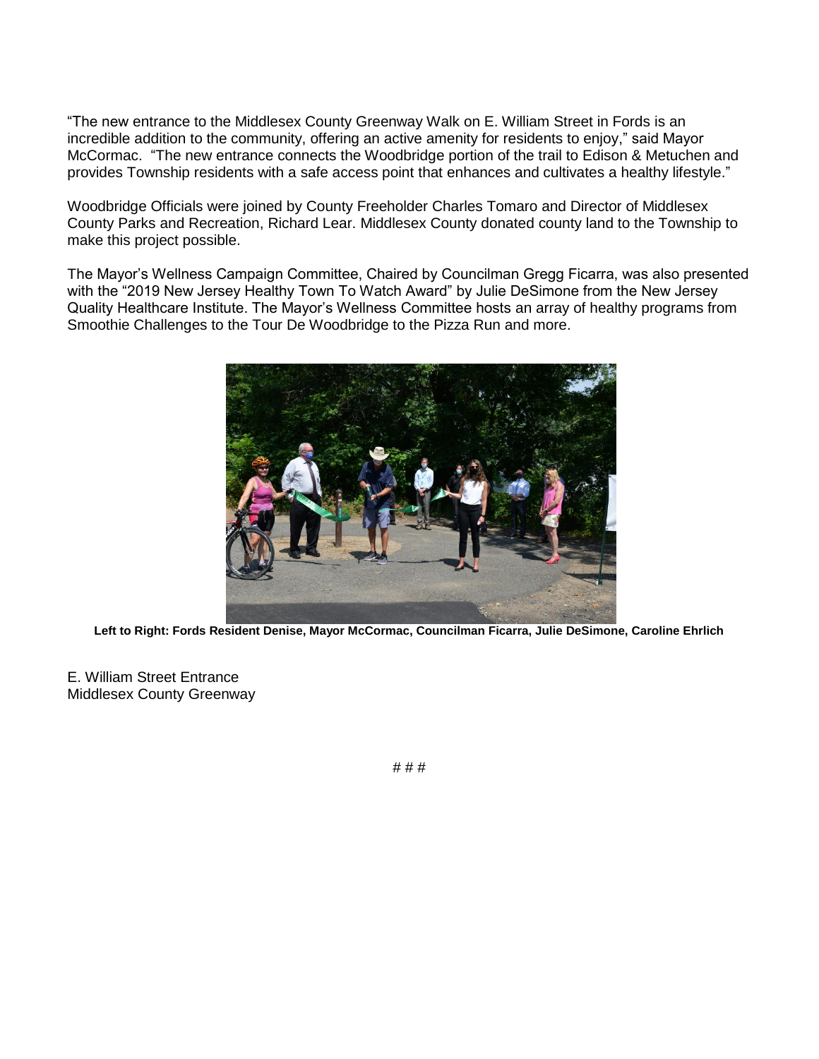“The new entrance to the Middlesex County Greenway Walk on E. William Street in Fords is an incredible addition to the community, offering an active amenity for residents to enjoy,” said Mayor McCormac. “The new entrance connects the Woodbridge portion of the trail to Edison & Metuchen and provides Township residents with a safe access point that enhances and cultivates a healthy lifestyle.”

Woodbridge Officials were joined by County Freeholder Charles Tomaro and Director of Middlesex County Parks and Recreation, Richard Lear. Middlesex County donated county land to the Township to make this project possible.

The Mayor’s Wellness Campaign Committee, Chaired by Councilman Gregg Ficarra, was also presented with the “2019 New Jersey Healthy Town To Watch Award” by Julie DeSimone from the New Jersey Quality Healthcare Institute. The Mayor’s Wellness Committee hosts an array of healthy programs from Smoothie Challenges to the Tour De Woodbridge to the Pizza Run and more.

**Left to Right: Fords Resident Denise, Mayor McCormac, Councilman Ficarra, Julie DeSimone, Caroline Ehrlich**

E. William Street Entrance
Middlesex County Greenway

# # #